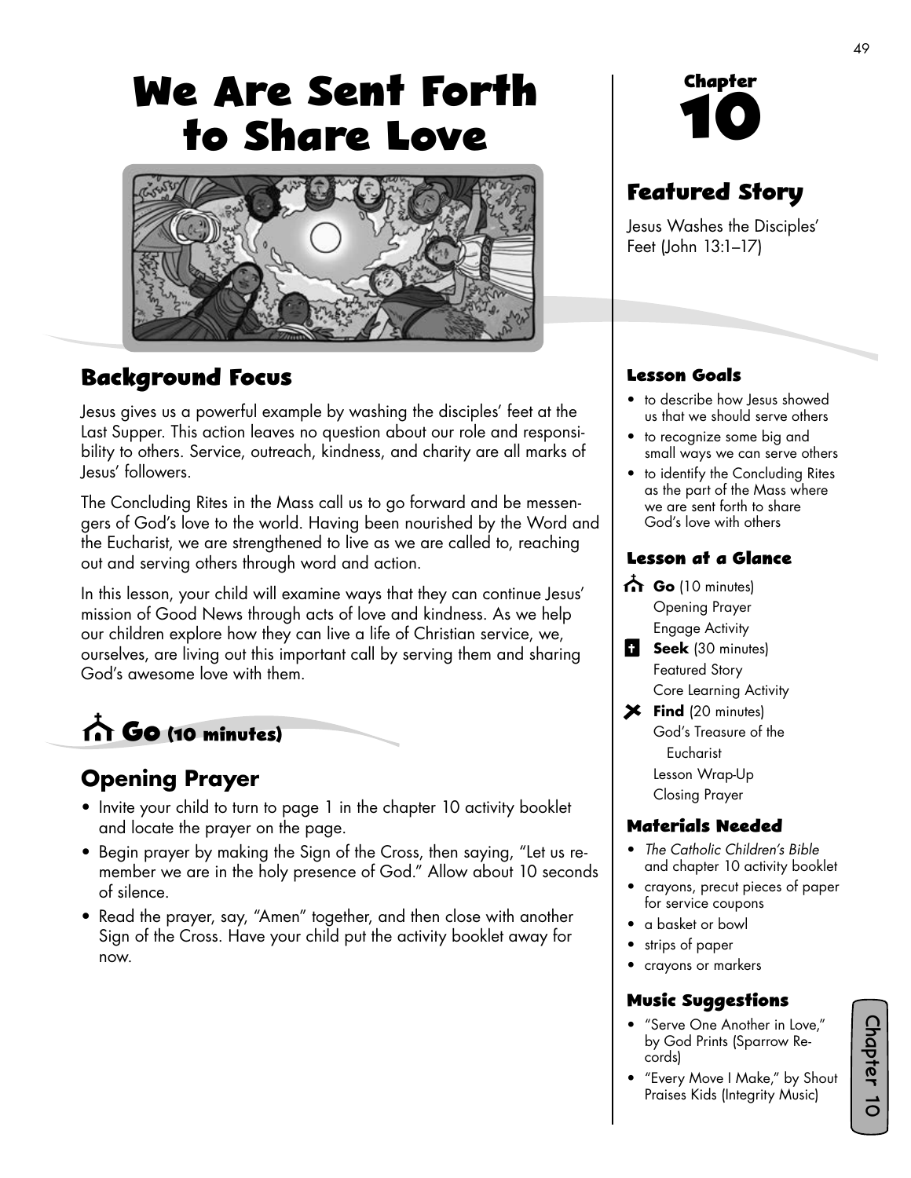# We Are Sent Forth to Share Love

## Background Focus

Jesus gives us a powerful example by washing the disciples' feet at the Last Supper. This action leaves no question about our role and responsibility to others. Service, outreach, kindness, and charity are all marks of Jesus' followers.

The Concluding Rites in the Mass call us to go forward and be messengers of God's love to the world. Having been nourished by the Word and the Eucharist, we are strengthened to live as we are called to, reaching out and serving others through word and action.

In this lesson, your child will examine ways that they can continue Jesus' mission of Good News through acts of love and kindness. As we help our children explore how they can live a life of Christian service, we, ourselves, are living out this important call by serving them and sharing God's awesome love with them.

## Go (10 minutes)

### Opening Prayer

- Invite your child to turn to page 1 in the chapter 10 activity booklet and locate the prayer on the page.
- Begin prayer by making the Sign of the Cross, then saying, "Let us remember we are in the holy presence of God." Allow about 10 seconds of silence.
- Read the prayer, say, "Amen" together, and then close with another Sign of the Cross. Have your child put the activity booklet away for now.

# Chapter 10

## Featured Story

Jesus Washes the Disciples' Feet (John 13:1–17)

### Lesson Goals

- to describe how Jesus showed us that we should serve others
- to recognize some big and small ways we can serve others
- to identify the Concluding Rites as the part of the Mass where we are sent forth to share God's love with others

### Lesson at a Glance

**Go** (10 minutes)
- Opening Prayer
- Engage Activity

**Seek** (30 minutes)
- Featured Story
- Core Learning Activity

**Find** (20 minutes)
- God's Treasure of the Eucharist
- Lesson Wrap-Up
- Closing Prayer

### Materials Needed

- *The Catholic Children's Bible* and chapter 10 activity booklet
- crayons, precut pieces of paper for service coupons
- a basket or bowl
- strips of paper
- crayons or markers

### Music Suggestions

- "Serve One Another in Love," by God Prints (Sparrow Records)
- "Every Move I Make," by Shout Praises Kids (Integrity Music)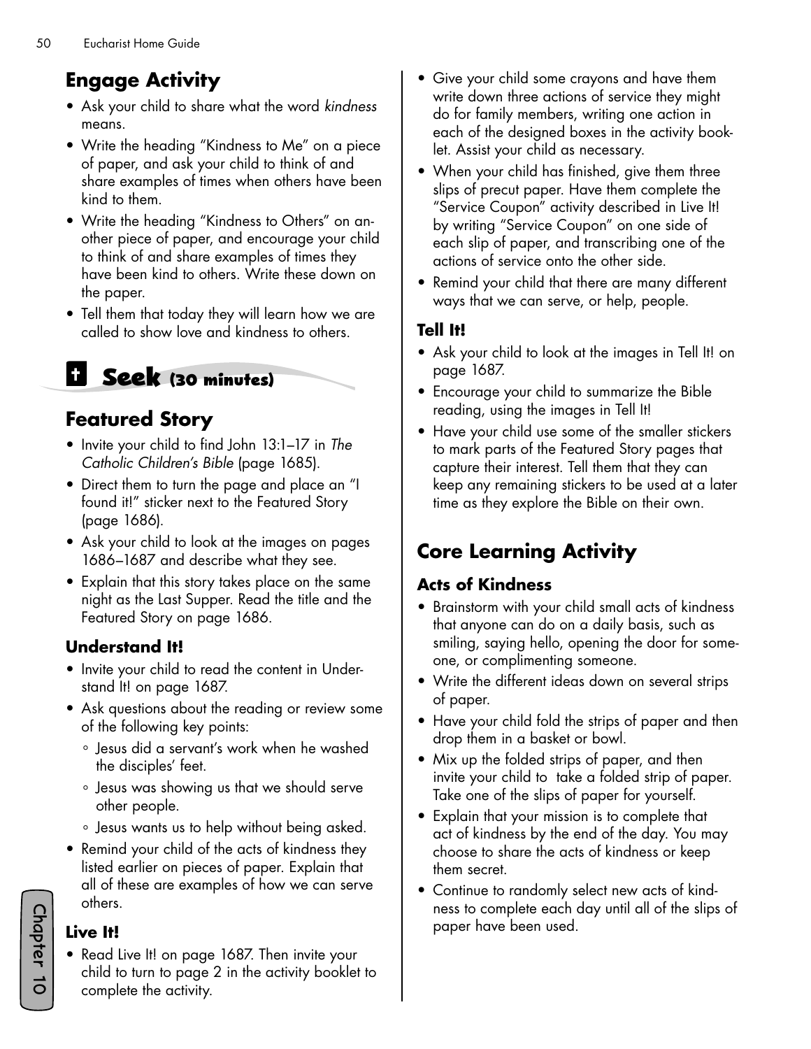## Engage Activity

- Ask your child to share what the word *kindness* means.
- Write the heading "Kindness to Me" on a piece of paper, and ask your child to think of and share examples of times when others have been kind to them.
- Write the heading "Kindness to Others" on another piece of paper, and encourage your child to think of and share examples of times they have been kind to others. Write these down on the paper.
- Tell them that today they will learn how we are called to show love and kindness to others.

# Seek (30 minutes)

## Featured Story

- Invite your child to find John 13:1–17 in *The Catholic Children's Bible* (page 1685).
- Direct them to turn the page and place an "I found it!" sticker next to the Featured Story (page 1686).
- Ask your child to look at the images on pages 1686–1687 and describe what they see.
- Explain that this story takes place on the same night as the Last Supper. Read the title and the Featured Story on page 1686.

### Understand It!

- Invite your child to read the content in Understand It! on page 1687.
- Ask questions about the reading or review some of the following key points:
  - Jesus did a servant's work when he washed the disciples' feet.
  - Jesus was showing us that we should serve other people.
  - Jesus wants us to help without being asked.
- Remind your child of the acts of kindness they listed earlier on pieces of paper. Explain that all of these are examples of how we can serve others.

### Live It!

- Read Live It! on page 1687. Then invite your child to turn to page 2 in the activity booklet to complete the activity.
- Give your child some crayons and have them write down three actions of service they might do for family members, writing one action in each of the designed boxes in the activity booklet. Assist your child as necessary.
- When your child has finished, give them three slips of precut paper. Have them complete the "Service Coupon" activity described in Live It! by writing "Service Coupon" on one side of each slip of paper, and transcribing one of the actions of service onto the other side.
- Remind your child that there are many different ways that we can serve, or help, people.

### Tell It!

- Ask your child to look at the images in Tell It! on page 1687.
- Encourage your child to summarize the Bible reading, using the images in Tell It!
- Have your child use some of the smaller stickers to mark parts of the Featured Story pages that capture their interest. Tell them that they can keep any remaining stickers to be used at a later time as they explore the Bible on their own.

## Core Learning Activity

### Acts of Kindness

- Brainstorm with your child small acts of kindness that anyone can do on a daily basis, such as smiling, saying hello, opening the door for someone, or complimenting someone.
- Write the different ideas down on several strips of paper.
- Have your child fold the strips of paper and then drop them in a basket or bowl.
- Mix up the folded strips of paper, and then invite your child to take a folded strip of paper. Take one of the slips of paper for yourself.
- Explain that your mission is to complete that act of kindness by the end of the day. You may choose to share the acts of kindness or keep them secret.
- Continue to randomly select new acts of kindness to complete each day until all of the slips of paper have been used.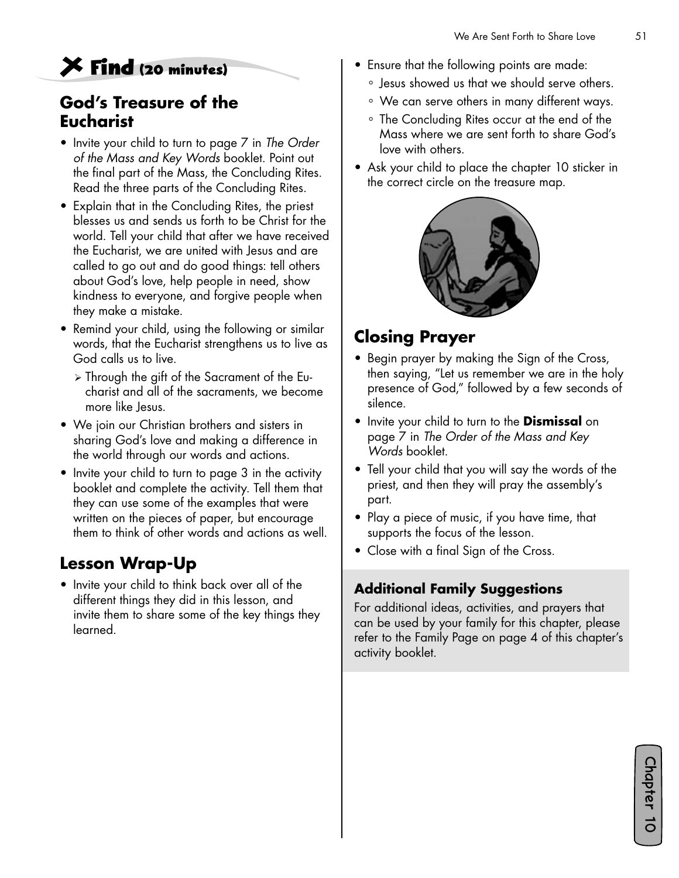## ✘ Find (20 minutes)

### God's Treasure of the Eucharist

- Invite your child to turn to page 7 in *The Order of the Mass and Key Words* booklet. Point out the final part of the Mass, the Concluding Rites. Read the three parts of the Concluding Rites.
- Explain that in the Concluding Rites, the priest blesses us and sends us forth to be Christ for the world. Tell your child that after we have received the Eucharist, we are united with Jesus and are called to go out and do good things: tell others about God's love, help people in need, show kindness to everyone, and forgive people when they make a mistake.
- Remind your child, using the following or similar words, that the Eucharist strengthens us to live as God calls us to live.
    - Through the gift of the Sacrament of the Eucharist and all of the sacraments, we become more like Jesus.
- We join our Christian brothers and sisters in sharing God's love and making a difference in the world through our words and actions.
- Invite your child to turn to page 3 in the activity booklet and complete the activity. Tell them that they can use some of the examples that were written on the pieces of paper, but encourage them to think of other words and actions as well.

### Lesson Wrap-Up

- Invite your child to think back over all of the different things they did in this lesson, and invite them to share some of the key things they learned.
- Ensure that the following points are made:
    - Jesus showed us that we should serve others.
    - We can serve others in many different ways.
    - The Concluding Rites occur at the end of the Mass where we are sent forth to share God's love with others.
- Ask your child to place the chapter 10 sticker in the correct circle on the treasure map.

### Closing Prayer

- Begin prayer by making the Sign of the Cross, then saying, "Let us remember we are in the holy presence of God," followed by a few seconds of silence.
- Invite your child to turn to the **Dismissal** on page 7 in *The Order of the Mass and Key Words* booklet.
- Tell your child that you will say the words of the priest, and then they will pray the assembly's part.
- Play a piece of music, if you have time, that supports the focus of the lesson.
- Close with a final Sign of the Cross.

#### Additional Family Suggestions

For additional ideas, activities, and prayers that can be used by your family for this chapter, please refer to the Family Page on page 4 of this chapter's activity booklet.